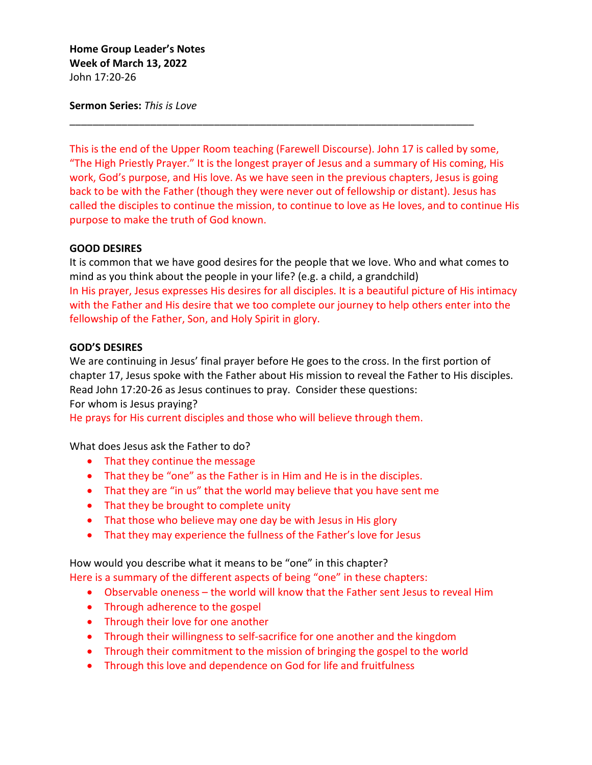**Home Group Leader's Notes**
**Week of March 13, 2022**
John 17:20-26

**Sermon Series:** *This is Love*

---

This is the end of the Upper Room teaching (Farewell Discourse). John 17 is called by some, "The High Priestly Prayer." It is the longest prayer of Jesus and a summary of His coming, His work, God's purpose, and His love. As we have seen in the previous chapters, Jesus is going back to be with the Father (though they were never out of fellowship or distant). Jesus has called the disciples to continue the mission, to continue to love as He loves, and to continue His purpose to make the truth of God known.

**GOOD DESIRES**

It is common that we have good desires for the people that we love. Who and what comes to mind as you think about the people in your life? (e.g. a child, a grandchild)

In His prayer, Jesus expresses His desires for all disciples. It is a beautiful picture of His intimacy with the Father and His desire that we too complete our journey to help others enter into the fellowship of the Father, Son, and Holy Spirit in glory.

**GOD'S DESIRES**

We are continuing in Jesus' final prayer before He goes to the cross. In the first portion of chapter 17, Jesus spoke with the Father about His mission to reveal the Father to His disciples. Read John 17:20-26 as Jesus continues to pray. Consider these questions:

For whom is Jesus praying?

He prays for His current disciples and those who will believe through them.

What does Jesus ask the Father to do?

- That they continue the message
- That they be "one" as the Father is in Him and He is in the disciples.
- That they are "in us" that the world may believe that you have sent me
- That they be brought to complete unity
- That those who believe may one day be with Jesus in His glory
- That they may experience the fullness of the Father's love for Jesus

How would you describe what it means to be "one" in this chapter?

Here is a summary of the different aspects of being "one" in these chapters:

- Observable oneness – the world will know that the Father sent Jesus to reveal Him
- Through adherence to the gospel
- Through their love for one another
- Through their willingness to self-sacrifice for one another and the kingdom
- Through their commitment to the mission of bringing the gospel to the world
- Through this love and dependence on God for life and fruitfulness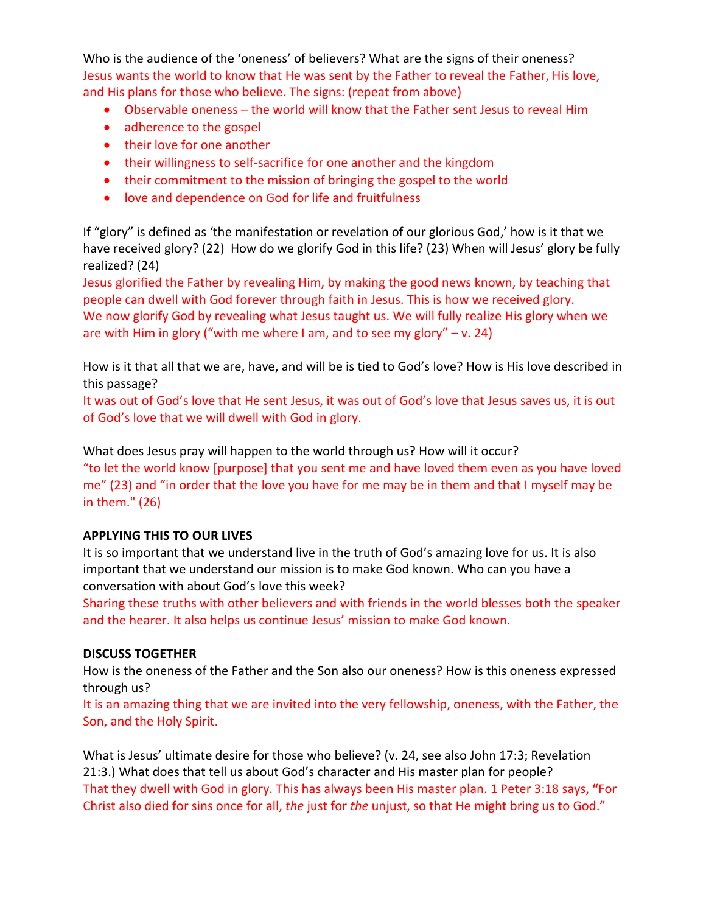Who is the audience of the 'oneness' of believers? What are the signs of their oneness?
Jesus wants the world to know that He was sent by the Father to reveal the Father, His love, and His plans for those who believe. The signs: (repeat from above)

- Observable oneness – the world will know that the Father sent Jesus to reveal Him
- adherence to the gospel
- their love for one another
- their willingness to self-sacrifice for one another and the kingdom
- their commitment to the mission of bringing the gospel to the world
- love and dependence on God for life and fruitfulness

If "glory" is defined as 'the manifestation or revelation of our glorious God,' how is it that we have received glory? (22) How do we glorify God in this life? (23) When will Jesus' glory be fully realized? (24)
Jesus glorified the Father by revealing Him, by making the good news known, by teaching that people can dwell with God forever through faith in Jesus. This is how we received glory.
We now glorify God by revealing what Jesus taught us. We will fully realize His glory when we are with Him in glory ("with me where I am, and to see my glory" – v. 24)

How is it that all that we are, have, and will be is tied to God's love? How is His love described in this passage?
It was out of God's love that He sent Jesus, it was out of God's love that Jesus saves us, it is out of God's love that we will dwell with God in glory.

What does Jesus pray will happen to the world through us? How will it occur?
"to let the world know [purpose] that you sent me and have loved them even as you have loved me" (23) and "in order that the love you have for me may be in them and that I myself may be in them." (26)

**APPLYING THIS TO OUR LIVES**
It is so important that we understand live in the truth of God's amazing love for us. It is also important that we understand our mission is to make God known. Who can you have a conversation with about God's love this week?
Sharing these truths with other believers and with friends in the world blesses both the speaker and the hearer. It also helps us continue Jesus' mission to make God known.

**DISCUSS TOGETHER**
How is the oneness of the Father and the Son also our oneness? How is this oneness expressed through us?
It is an amazing thing that we are invited into the very fellowship, oneness, with the Father, the Son, and the Holy Spirit.

What is Jesus' ultimate desire for those who believe? (v. 24, see also John 17:3; Revelation 21:3.) What does that tell us about God's character and His master plan for people?
That they dwell with God in glory. This has always been His master plan. 1 Peter 3:18 says, **"**For Christ also died for sins once for all, *the* just for *the* unjust, so that He might bring us to God."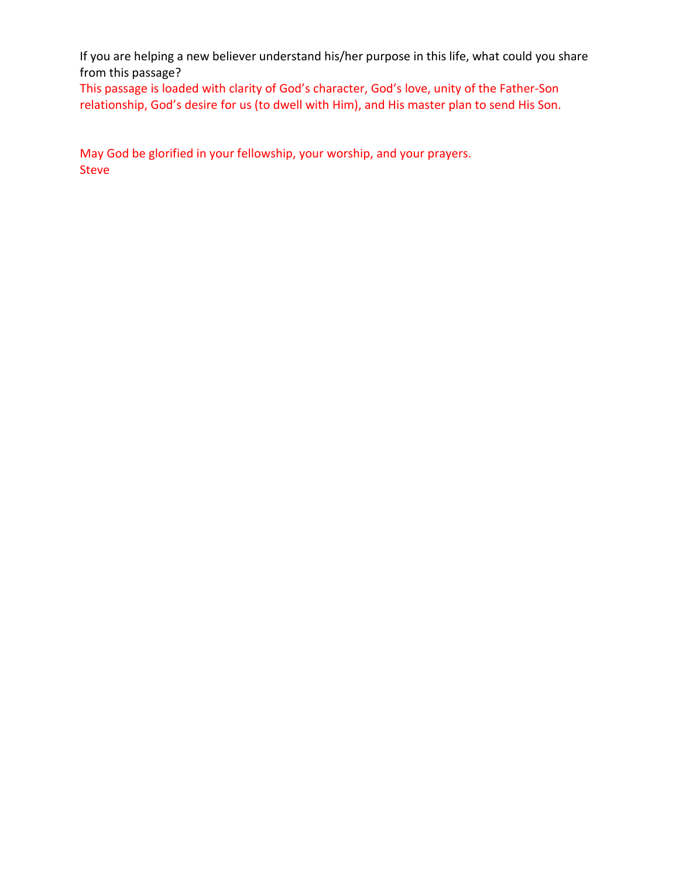If you are helping a new believer understand his/her purpose in this life, what could you share from this passage?

This passage is loaded with clarity of God's character, God's love, unity of the Father-Son relationship, God's desire for us (to dwell with Him), and His master plan to send His Son.

May God be glorified in your fellowship, your worship, and your prayers.
Steve